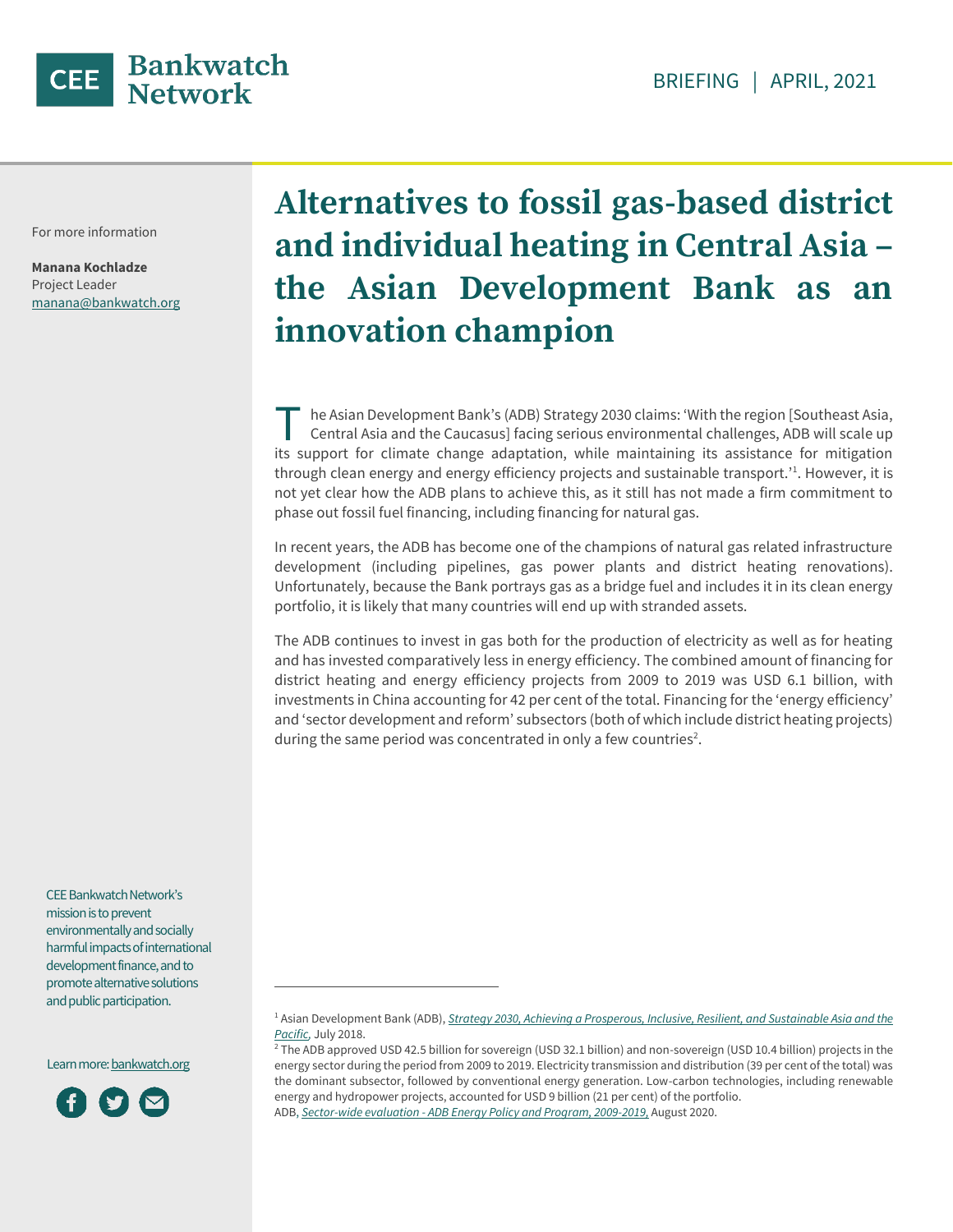BRIEFING | APRIL, 2021

For more information

**Manana Kochladze**
Project Leader
manana@bankwatch.org

# Alternatives to fossil gas-based district and individual heating in Central Asia – the Asian Development Bank as an innovation champion

The Asian Development Bank's (ADB) Strategy 2030 claims: 'With the region [Southeast Asia, Central Asia and the Caucasus] facing serious environmental challenges, ADB will scale up its support for climate change adaptation, while maintaining its assistance for mitigation through clean energy and energy efficiency projects and sustainable transport.'[1]. However, it is not yet clear how the ADB plans to achieve this, as it still has not made a firm commitment to phase out fossil fuel financing, including financing for natural gas.

In recent years, the ADB has become one of the champions of natural gas related infrastructure development (including pipelines, gas power plants and district heating renovations). Unfortunately, because the Bank portrays gas as a bridge fuel and includes it in its clean energy portfolio, it is likely that many countries will end up with stranded assets.

The ADB continues to invest in gas both for the production of electricity as well as for heating and has invested comparatively less in energy efficiency. The combined amount of financing for district heating and energy efficiency projects from 2009 to 2019 was USD 6.1 billion, with investments in China accounting for 42 per cent of the total. Financing for the 'energy efficiency' and 'sector development and reform' subsectors (both of which include district heating projects) during the same period was concentrated in only a few countries[2].

CEE Bankwatch Network's mission is to prevent environmentally and socially harmful impacts of international development finance, and to promote alternative solutions and public participation.

Learn more: bankwatch.org

---

[1] Asian Development Bank (ADB), *Strategy 2030, Achieving a Prosperous, Inclusive, Resilient, and Sustainable Asia and the Pacific*, July 2018.

[2] The ADB approved USD 42.5 billion for sovereign (USD 32.1 billion) and non-sovereign (USD 10.4 billion) projects in the energy sector during the period from 2009 to 2019. Electricity transmission and distribution (39 per cent of the total) was the dominant subsector, followed by conventional energy generation. Low-carbon technologies, including renewable energy and hydropower projects, accounted for USD 9 billion (21 per cent) of the portfolio.
ADB, *Sector-wide evaluation - ADB Energy Policy and Program, 2009-2019*, August 2020.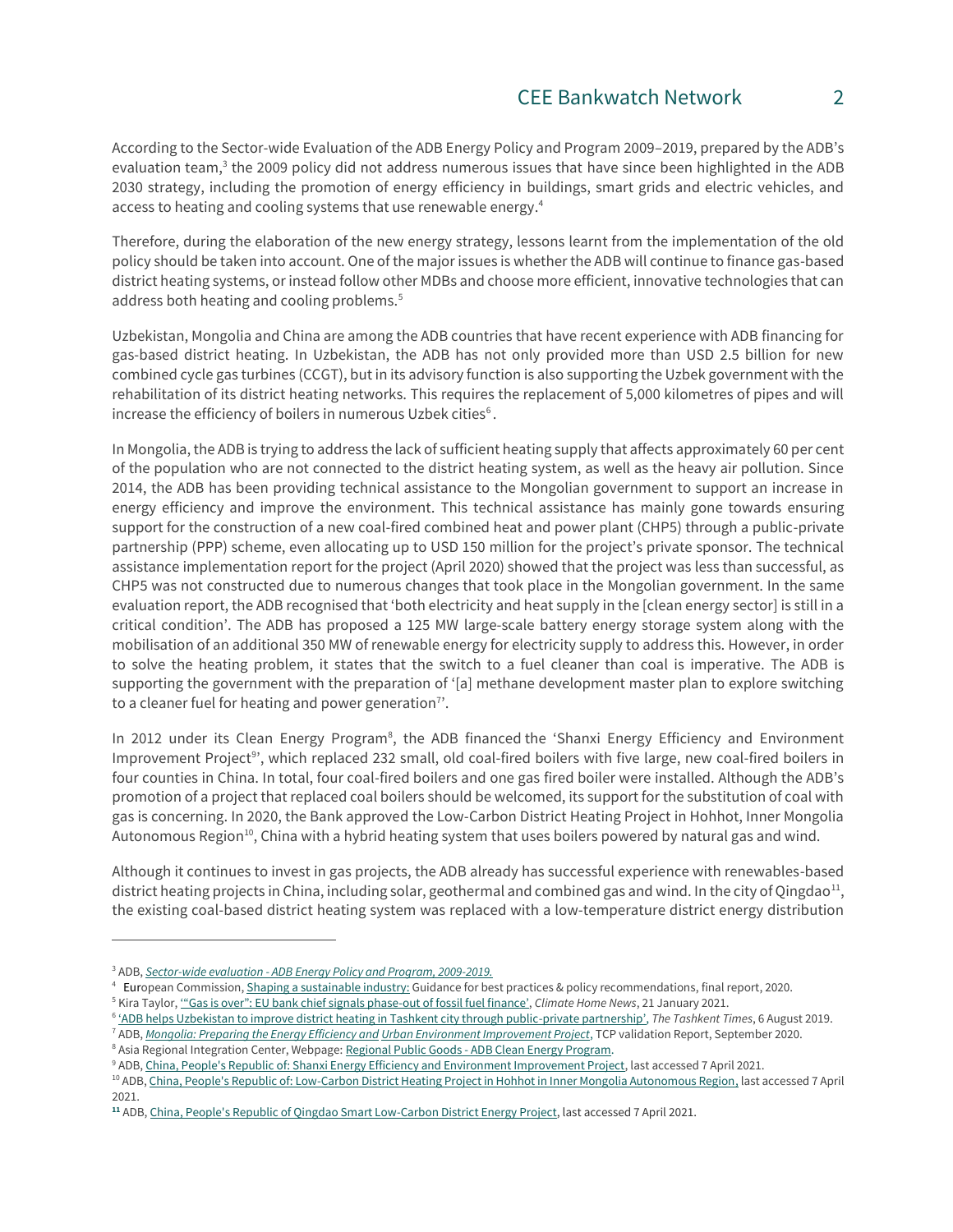According to the Sector-wide Evaluation of the ADB Energy Policy and Program 2009–2019, prepared by the ADB's evaluation team,[3] the 2009 policy did not address numerous issues that have since been highlighted in the ADB 2030 strategy, including the promotion of energy efficiency in buildings, smart grids and electric vehicles, and access to heating and cooling systems that use renewable energy.[4]

Therefore, during the elaboration of the new energy strategy, lessons learnt from the implementation of the old policy should be taken into account. One of the major issues is whether the ADB will continue to finance gas-based district heating systems, or instead follow other MDBs and choose more efficient, innovative technologies that can address both heating and cooling problems.[5]

Uzbekistan, Mongolia and China are among the ADB countries that have recent experience with ADB financing for gas-based district heating. In Uzbekistan, the ADB has not only provided more than USD 2.5 billion for new combined cycle gas turbines (CCGT), but in its advisory function is also supporting the Uzbek government with the rehabilitation of its district heating networks. This requires the replacement of 5,000 kilometres of pipes and will increase the efficiency of boilers in numerous Uzbek cities[6].

In Mongolia, the ADB is trying to address the lack of sufficient heating supply that affects approximately 60 per cent of the population who are not connected to the district heating system, as well as the heavy air pollution. Since 2014, the ADB has been providing technical assistance to the Mongolian government to support an increase in energy efficiency and improve the environment. This technical assistance has mainly gone towards ensuring support for the construction of a new coal-fired combined heat and power plant (CHP5) through a public-private partnership (PPP) scheme, even allocating up to USD 150 million for the project's private sponsor. The technical assistance implementation report for the project (April 2020) showed that the project was less than successful, as CHP5 was not constructed due to numerous changes that took place in the Mongolian government. In the same evaluation report, the ADB recognised that 'both electricity and heat supply in the [clean energy sector] is still in a critical condition'. The ADB has proposed a 125 MW large-scale battery energy storage system along with the mobilisation of an additional 350 MW of renewable energy for electricity supply to address this. However, in order to solve the heating problem, it states that the switch to a fuel cleaner than coal is imperative. The ADB is supporting the government with the preparation of '[a] methane development master plan to explore switching to a cleaner fuel for heating and power generation[7]'.

In 2012 under its Clean Energy Program[8], the ADB financed the 'Shanxi Energy Efficiency and Environment Improvement Project[9]', which replaced 232 small, old coal-fired boilers with five large, new coal-fired boilers in four counties in China. In total, four coal-fired boilers and one gas fired boiler were installed. Although the ADB's promotion of a project that replaced coal boilers should be welcomed, its support for the substitution of coal with gas is concerning. In 2020, the Bank approved the Low-Carbon District Heating Project in Hohhot, Inner Mongolia Autonomous Region[10], China with a hybrid heating system that uses boilers powered by natural gas and wind.

Although it continues to invest in gas projects, the ADB already has successful experience with renewables-based district heating projects in China, including solar, geothermal and combined gas and wind. In the city of Qingdao[11], the existing coal-based district heating system was replaced with a low-temperature district energy distribution

---

[3] ADB, *Sector-wide evaluation - ADB Energy Policy and Program, 2009-2019.*

[4] European Commission, Shaping a sustainable industry: Guidance for best practices & policy recommendations, final report, 2020.

[5] Kira Taylor, '"Gas is over": EU bank chief signals phase-out of fossil fuel finance', *Climate Home News*, 21 January 2021.

[6] 'ADB helps Uzbekistan to improve district heating in Tashkent city through public-private partnership', *The Tashkent Times*, 6 August 2019.

[7] ADB, *Mongolia: Preparing the Energy Efficiency and Urban Environment Improvement Project*, TCP validation Report, September 2020.

[8] Asia Regional Integration Center, Webpage: Regional Public Goods - ADB Clean Energy Program.

[9] ADB, China, People's Republic of: Shanxi Energy Efficiency and Environment Improvement Project, last accessed 7 April 2021.

[10] ADB, China, People's Republic of: Low-Carbon District Heating Project in Hohhot in Inner Mongolia Autonomous Region, last accessed 7 April 2021.

[11] ADB, China, People's Republic of Qingdao Smart Low-Carbon District Energy Project, last accessed 7 April 2021.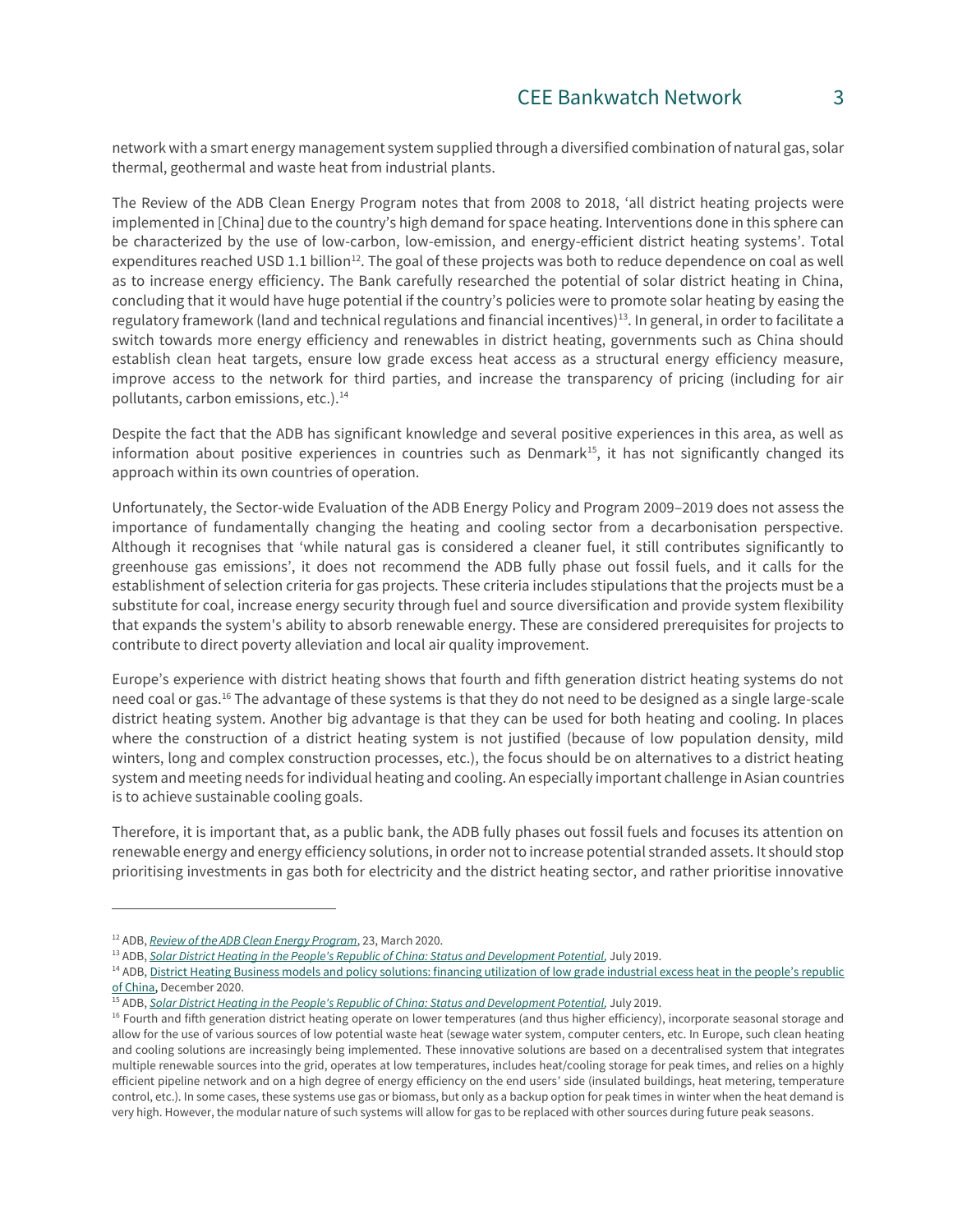network with a smart energy management system supplied through a diversified combination of natural gas, solar thermal, geothermal and waste heat from industrial plants.

The Review of the ADB Clean Energy Program notes that from 2008 to 2018, 'all district heating projects were implemented in [China] due to the country's high demand for space heating. Interventions done in this sphere can be characterized by the use of low-carbon, low-emission, and energy-efficient district heating systems'. Total expenditures reached USD 1.1 billion[12]. The goal of these projects was both to reduce dependence on coal as well as to increase energy efficiency. The Bank carefully researched the potential of solar district heating in China, concluding that it would have huge potential if the country's policies were to promote solar heating by easing the regulatory framework (land and technical regulations and financial incentives)[13]. In general, in order to facilitate a switch towards more energy efficiency and renewables in district heating, governments such as China should establish clean heat targets, ensure low grade excess heat access as a structural energy efficiency measure, improve access to the network for third parties, and increase the transparency of pricing (including for air pollutants, carbon emissions, etc.).[14]

Despite the fact that the ADB has significant knowledge and several positive experiences in this area, as well as information about positive experiences in countries such as Denmark[15], it has not significantly changed its approach within its own countries of operation.

Unfortunately, the Sector-wide Evaluation of the ADB Energy Policy and Program 2009–2019 does not assess the importance of fundamentally changing the heating and cooling sector from a decarbonisation perspective. Although it recognises that 'while natural gas is considered a cleaner fuel, it still contributes significantly to greenhouse gas emissions', it does not recommend the ADB fully phase out fossil fuels, and it calls for the establishment of selection criteria for gas projects. These criteria includes stipulations that the projects must be a substitute for coal, increase energy security through fuel and source diversification and provide system flexibility that expands the system's ability to absorb renewable energy. These are considered prerequisites for projects to contribute to direct poverty alleviation and local air quality improvement.

Europe's experience with district heating shows that fourth and fifth generation district heating systems do not need coal or gas.[16] The advantage of these systems is that they do not need to be designed as a single large-scale district heating system. Another big advantage is that they can be used for both heating and cooling. In places where the construction of a district heating system is not justified (because of low population density, mild winters, long and complex construction processes, etc.), the focus should be on alternatives to a district heating system and meeting needs for individual heating and cooling. An especially important challenge in Asian countries is to achieve sustainable cooling goals.

Therefore, it is important that, as a public bank, the ADB fully phases out fossil fuels and focuses its attention on renewable energy and energy efficiency solutions, in order not to increase potential stranded assets. It should stop prioritising investments in gas both for electricity and the district heating sector, and rather prioritise innovative

---

[12] ADB, *Review of the ADB Clean Energy Program*, 23, March 2020.

[13] ADB, *Solar District Heating in the People's Republic of China: Status and Development Potential,* July 2019.

[14] ADB, District Heating Business models and policy solutions: financing utilization of low grade industrial excess heat in the people's republic of China, December 2020.

[15] ADB, *Solar District Heating in the People's Republic of China: Status and Development Potential,* July 2019.

[16] Fourth and fifth generation district heating operate on lower temperatures (and thus higher efficiency), incorporate seasonal storage and allow for the use of various sources of low potential waste heat (sewage water system, computer centers, etc. In Europe, such clean heating and cooling solutions are increasingly being implemented. These innovative solutions are based on a decentralised system that integrates multiple renewable sources into the grid, operates at low temperatures, includes heat/cooling storage for peak times, and relies on a highly efficient pipeline network and on a high degree of energy efficiency on the end users' side (insulated buildings, heat metering, temperature control, etc.). In some cases, these systems use gas or biomass, but only as a backup option for peak times in winter when the heat demand is very high. However, the modular nature of such systems will allow for gas to be replaced with other sources during future peak seasons.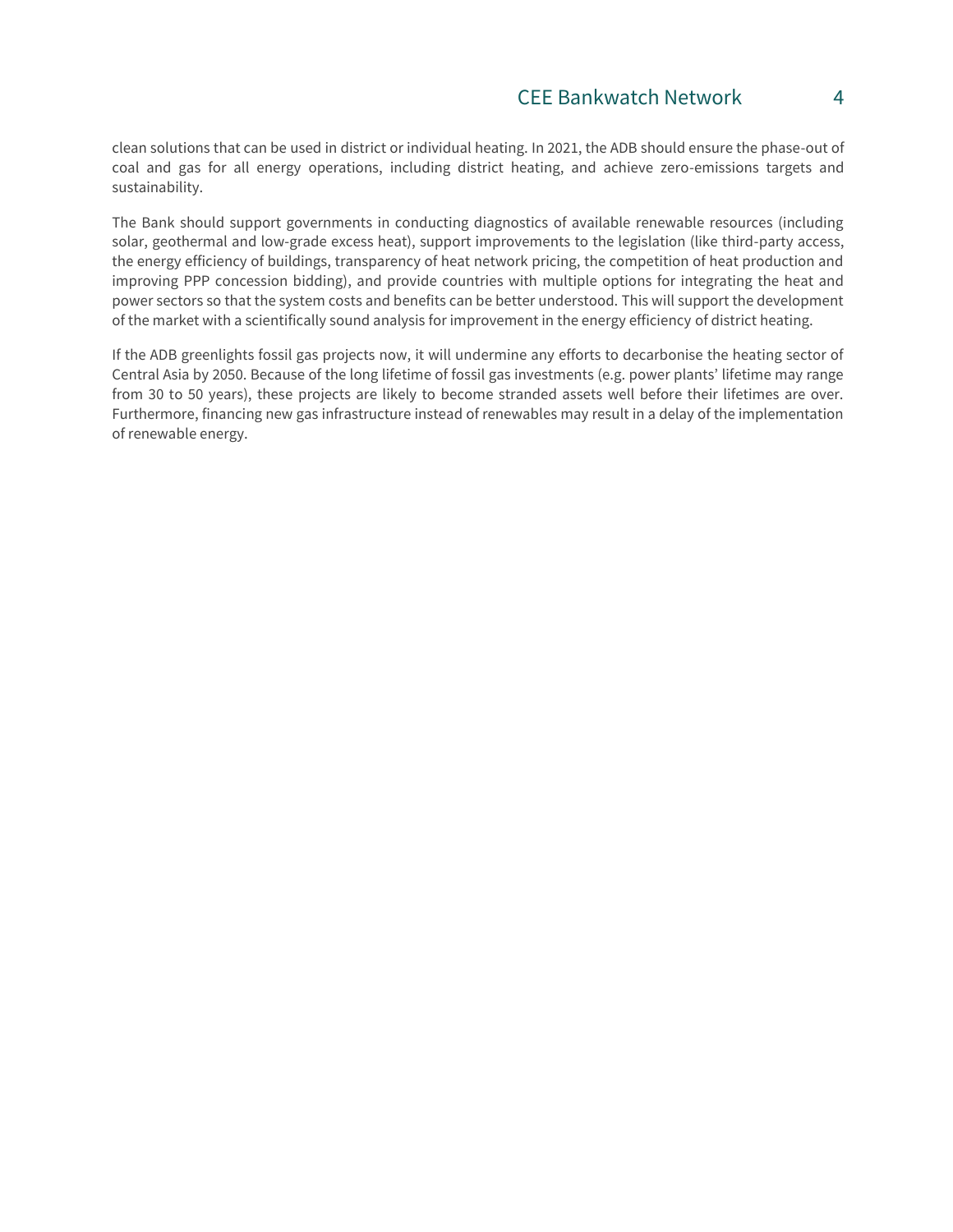clean solutions that can be used in district or individual heating. In 2021, the ADB should ensure the phase-out of coal and gas for all energy operations, including district heating, and achieve zero-emissions targets and sustainability.

The Bank should support governments in conducting diagnostics of available renewable resources (including solar, geothermal and low-grade excess heat), support improvements to the legislation (like third-party access, the energy efficiency of buildings, transparency of heat network pricing, the competition of heat production and improving PPP concession bidding), and provide countries with multiple options for integrating the heat and power sectors so that the system costs and benefits can be better understood. This will support the development of the market with a scientifically sound analysis for improvement in the energy efficiency of district heating.

If the ADB greenlights fossil gas projects now, it will undermine any efforts to decarbonise the heating sector of Central Asia by 2050. Because of the long lifetime of fossil gas investments (e.g. power plants' lifetime may range from 30 to 50 years), these projects are likely to become stranded assets well before their lifetimes are over. Furthermore, financing new gas infrastructure instead of renewables may result in a delay of the implementation of renewable energy.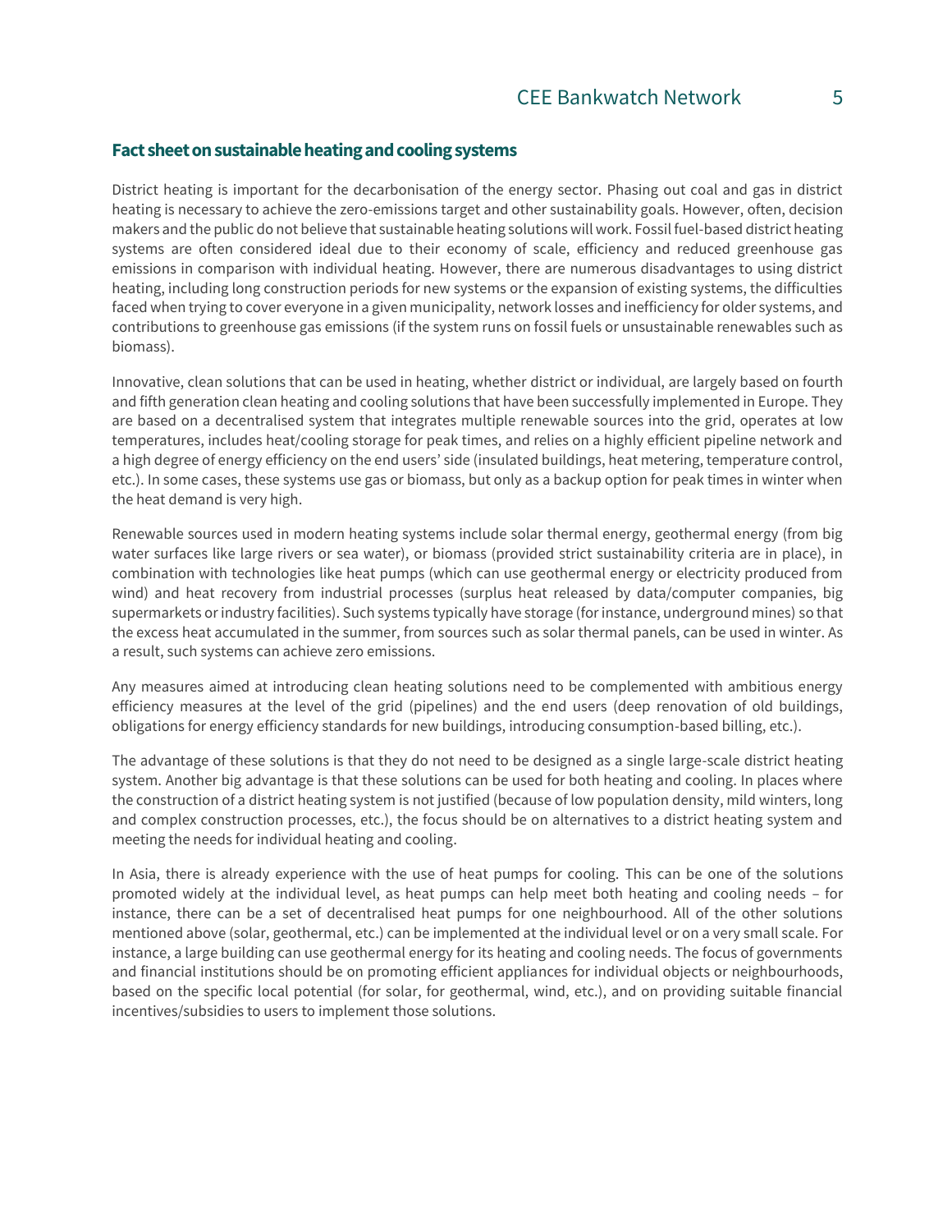## Fact sheet on sustainable heating and cooling systems

District heating is important for the decarbonisation of the energy sector. Phasing out coal and gas in district heating is necessary to achieve the zero-emissions target and other sustainability goals. However, often, decision makers and the public do not believe that sustainable heating solutions will work. Fossil fuel-based district heating systems are often considered ideal due to their economy of scale, efficiency and reduced greenhouse gas emissions in comparison with individual heating. However, there are numerous disadvantages to using district heating, including long construction periods for new systems or the expansion of existing systems, the difficulties faced when trying to cover everyone in a given municipality, network losses and inefficiency for older systems, and contributions to greenhouse gas emissions (if the system runs on fossil fuels or unsustainable renewables such as biomass).

Innovative, clean solutions that can be used in heating, whether district or individual, are largely based on fourth and fifth generation clean heating and cooling solutions that have been successfully implemented in Europe. They are based on a decentralised system that integrates multiple renewable sources into the grid, operates at low temperatures, includes heat/cooling storage for peak times, and relies on a highly efficient pipeline network and a high degree of energy efficiency on the end users' side (insulated buildings, heat metering, temperature control, etc.). In some cases, these systems use gas or biomass, but only as a backup option for peak times in winter when the heat demand is very high.

Renewable sources used in modern heating systems include solar thermal energy, geothermal energy (from big water surfaces like large rivers or sea water), or biomass (provided strict sustainability criteria are in place), in combination with technologies like heat pumps (which can use geothermal energy or electricity produced from wind) and heat recovery from industrial processes (surplus heat released by data/computer companies, big supermarkets or industry facilities). Such systems typically have storage (for instance, underground mines) so that the excess heat accumulated in the summer, from sources such as solar thermal panels, can be used in winter. As a result, such systems can achieve zero emissions.

Any measures aimed at introducing clean heating solutions need to be complemented with ambitious energy efficiency measures at the level of the grid (pipelines) and the end users (deep renovation of old buildings, obligations for energy efficiency standards for new buildings, introducing consumption-based billing, etc.).

The advantage of these solutions is that they do not need to be designed as a single large-scale district heating system. Another big advantage is that these solutions can be used for both heating and cooling. In places where the construction of a district heating system is not justified (because of low population density, mild winters, long and complex construction processes, etc.), the focus should be on alternatives to a district heating system and meeting the needs for individual heating and cooling.

In Asia, there is already experience with the use of heat pumps for cooling. This can be one of the solutions promoted widely at the individual level, as heat pumps can help meet both heating and cooling needs – for instance, there can be a set of decentralised heat pumps for one neighbourhood. All of the other solutions mentioned above (solar, geothermal, etc.) can be implemented at the individual level or on a very small scale. For instance, a large building can use geothermal energy for its heating and cooling needs. The focus of governments and financial institutions should be on promoting efficient appliances for individual objects or neighbourhoods, based on the specific local potential (for solar, for geothermal, wind, etc.), and on providing suitable financial incentives/subsidies to users to implement those solutions.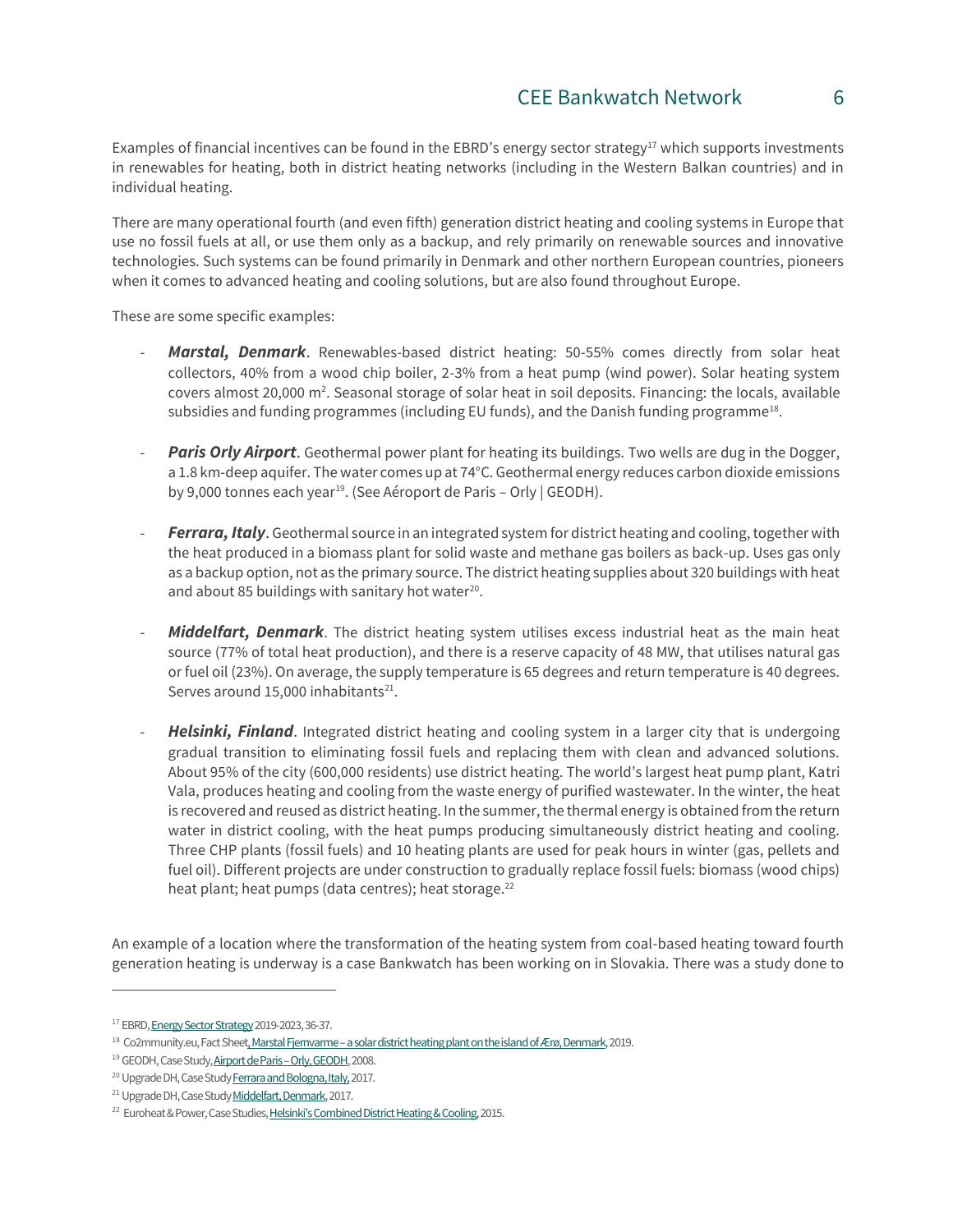Examples of financial incentives can be found in the EBRD's energy sector strategy[17] which supports investments in renewables for heating, both in district heating networks (including in the Western Balkan countries) and in individual heating.

There are many operational fourth (and even fifth) generation district heating and cooling systems in Europe that use no fossil fuels at all, or use them only as a backup, and rely primarily on renewable sources and innovative technologies. Such systems can be found primarily in Denmark and other northern European countries, pioneers when it comes to advanced heating and cooling solutions, but are also found throughout Europe.

These are some specific examples:

- ***Marstal, Denmark***. Renewables-based district heating: 50-55% comes directly from solar heat collectors, 40% from a wood chip boiler, 2-3% from a heat pump (wind power). Solar heating system covers almost 20,000 m$^2$. Seasonal storage of solar heat in soil deposits. Financing: the locals, available subsidies and funding programmes (including EU funds), and the Danish funding programme[18].

- ***Paris Orly Airport***. Geothermal power plant for heating its buildings. Two wells are dug in the Dogger, a 1.8 km-deep aquifer. The water comes up at 74°C. Geothermal energy reduces carbon dioxide emissions by 9,000 tonnes each year[19]. (See Aéroport de Paris – Orly | GEODH).

- ***Ferrara, Italy***. Geothermal source in an integrated system for district heating and cooling, together with the heat produced in a biomass plant for solid waste and methane gas boilers as back-up. Uses gas only as a backup option, not as the primary source. The district heating supplies about 320 buildings with heat and about 85 buildings with sanitary hot water[20].

- ***Middelfart, Denmark***. The district heating system utilises excess industrial heat as the main heat source (77% of total heat production), and there is a reserve capacity of 48 MW, that utilises natural gas or fuel oil (23%). On average, the supply temperature is 65 degrees and return temperature is 40 degrees. Serves around 15,000 inhabitants[21].

- ***Helsinki, Finland***. Integrated district heating and cooling system in a larger city that is undergoing gradual transition to eliminating fossil fuels and replacing them with clean and advanced solutions. About 95% of the city (600,000 residents) use district heating. The world's largest heat pump plant, Katri Vala, produces heating and cooling from the waste energy of purified wastewater. In the winter, the heat is recovered and reused as district heating. In the summer, the thermal energy is obtained from the return water in district cooling, with the heat pumps producing simultaneously district heating and cooling. Three CHP plants (fossil fuels) and 10 heating plants are used for peak hours in winter (gas, pellets and fuel oil). Different projects are under construction to gradually replace fossil fuels: biomass (wood chips) heat plant; heat pumps (data centres); heat storage.[22]

An example of a location where the transformation of the heating system from coal-based heating toward fourth generation heating is underway is a case Bankwatch has been working on in Slovakia. There was a study done to

---

[17] EBRD, Energy Sector Strategy 2019-2023, 36-37.

[18] Co2mmunity.eu, Fact Sheet, Marstal Fjernvarme – a solar district heating plant on the island of Ærø, Denmark, 2019.

[19] GEODH, Case Study, Airport de Paris – Orly, GEODH, 2008.

[20] Upgrade DH, Case Study Ferrara and Bologna, Italy, 2017.

[21] Upgrade DH, Case Study Middelfart, Denmark, 2017.

[22] Euroheat & Power, Case Studies, Helsinki's Combined District Heating & Cooling, 2015.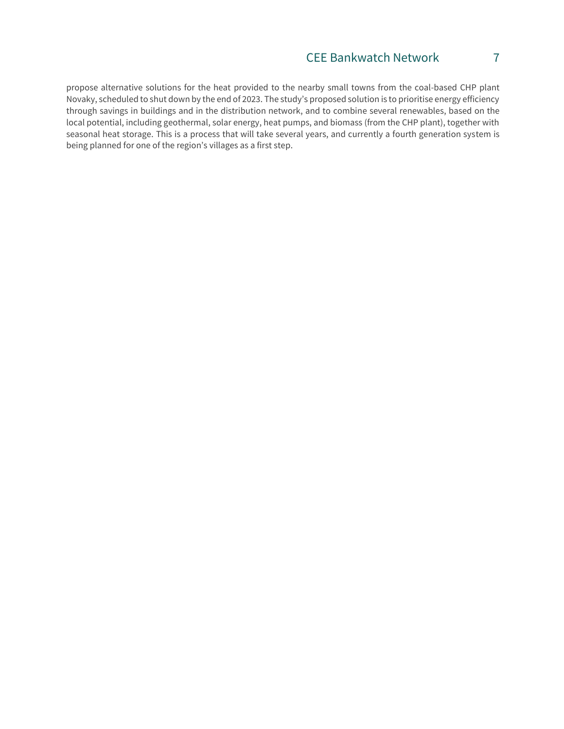propose alternative solutions for the heat provided to the nearby small towns from the coal-based CHP plant Novaky, scheduled to shut down by the end of 2023. The study's proposed solution is to prioritise energy efficiency through savings in buildings and in the distribution network, and to combine several renewables, based on the local potential, including geothermal, solar energy, heat pumps, and biomass (from the CHP plant), together with seasonal heat storage. This is a process that will take several years, and currently a fourth generation system is being planned for one of the region's villages as a first step.